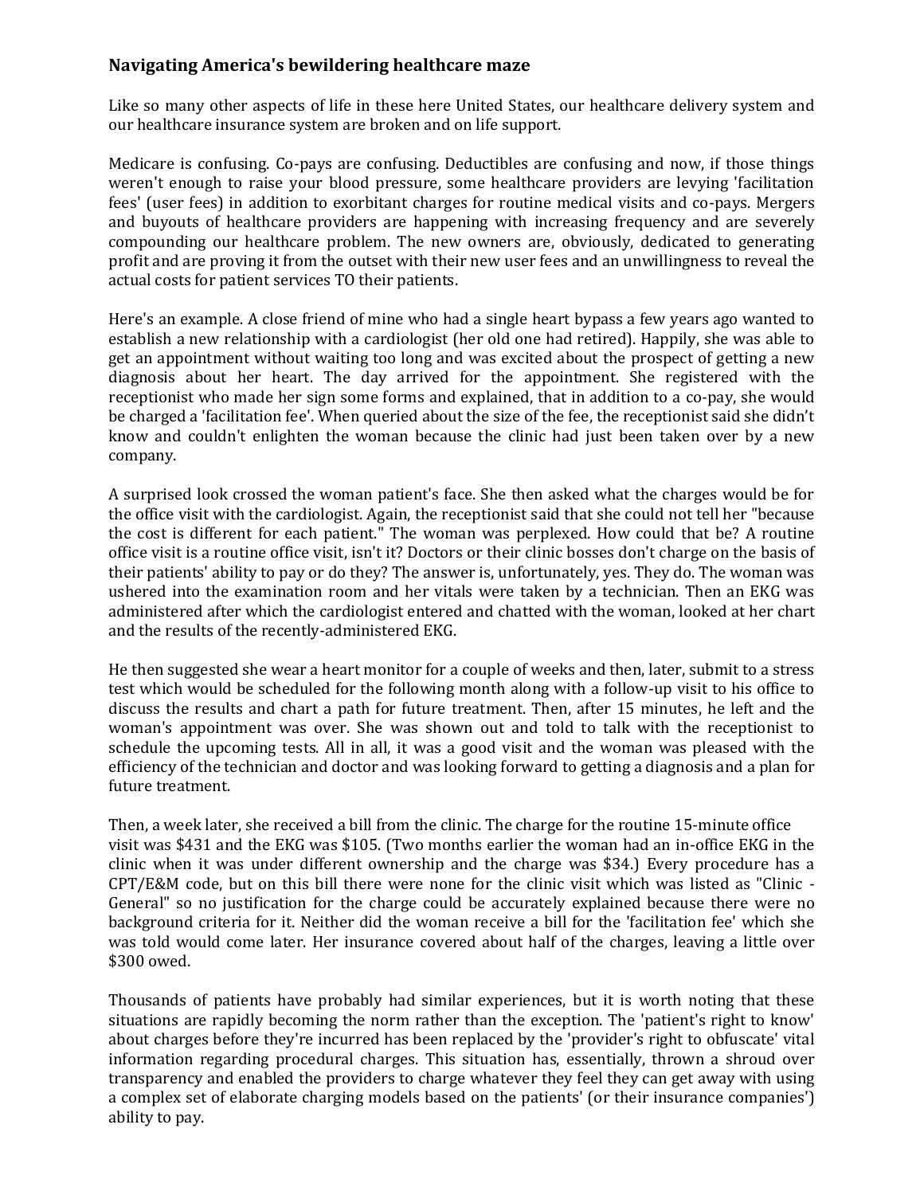## Navigating America's bewildering healthcare maze

Like so many other aspects of life in these here United States, our healthcare delivery system and our healthcare insurance system are broken and on life support.

Medicare is confusing. Co-pays are confusing. Deductibles are confusing and now, if those things weren't enough to raise your blood pressure, some healthcare providers are levying 'facilitation fees' (user fees) in addition to exorbitant charges for routine medical visits and co-pays. Mergers and buyouts of healthcare providers are happening with increasing frequency and are severely compounding our healthcare problem. The new owners are, obviously, dedicated to generating profit and are proving it from the outset with their new user fees and an unwillingness to reveal the actual costs for patient services TO their patients.

Here's an example. A close friend of mine who had a single heart bypass a few years ago wanted to establish a new relationship with a cardiologist (her old one had retired). Happily, she was able to get an appointment without waiting too long and was excited about the prospect of getting a new diagnosis about her heart. The day arrived for the appointment. She registered with the receptionist who made her sign some forms and explained, that in addition to a co-pay, she would be charged a 'facilitation fee'. When queried about the size of the fee, the receptionist said she didn't know and couldn't enlighten the woman because the clinic had just been taken over by a new company.

A surprised look crossed the woman patient's face. She then asked what the charges would be for the office visit with the cardiologist. Again, the receptionist said that she could not tell her "because the cost is different for each patient." The woman was perplexed. How could that be? A routine office visit is a routine office visit, isn't it? Doctors or their clinic bosses don't charge on the basis of their patients' ability to pay or do they? The answer is, unfortunately, yes. They do. The woman was ushered into the examination room and her vitals were taken by a technician. Then an EKG was administered after which the cardiologist entered and chatted with the woman, looked at her chart and the results of the recently-administered EKG.

He then suggested she wear a heart monitor for a couple of weeks and then, later, submit to a stress test which would be scheduled for the following month along with a follow-up visit to his office to discuss the results and chart a path for future treatment. Then, after 15 minutes, he left and the woman's appointment was over. She was shown out and told to talk with the receptionist to schedule the upcoming tests. All in all, it was a good visit and the woman was pleased with the efficiency of the technician and doctor and was looking forward to getting a diagnosis and a plan for future treatment.

Then, a week later, she received a bill from the clinic. The charge for the routine 15-minute office visit was $431 and the EKG was $105. (Two months earlier the woman had an in-office EKG in the clinic when it was under different ownership and the charge was $34.) Every procedure has a CPT/E&M code, but on this bill there were none for the clinic visit which was listed as "Clinic - General" so no justification for the charge could be accurately explained because there were no background criteria for it. Neither did the woman receive a bill for the 'facilitation fee' which she was told would come later. Her insurance covered about half of the charges, leaving a little over $300 owed.

Thousands of patients have probably had similar experiences, but it is worth noting that these situations are rapidly becoming the norm rather than the exception. The 'patient's right to know' about charges before they're incurred has been replaced by the 'provider's right to obfuscate' vital information regarding procedural charges. This situation has, essentially, thrown a shroud over transparency and enabled the providers to charge whatever they feel they can get away with using a complex set of elaborate charging models based on the patients' (or their insurance companies') ability to pay.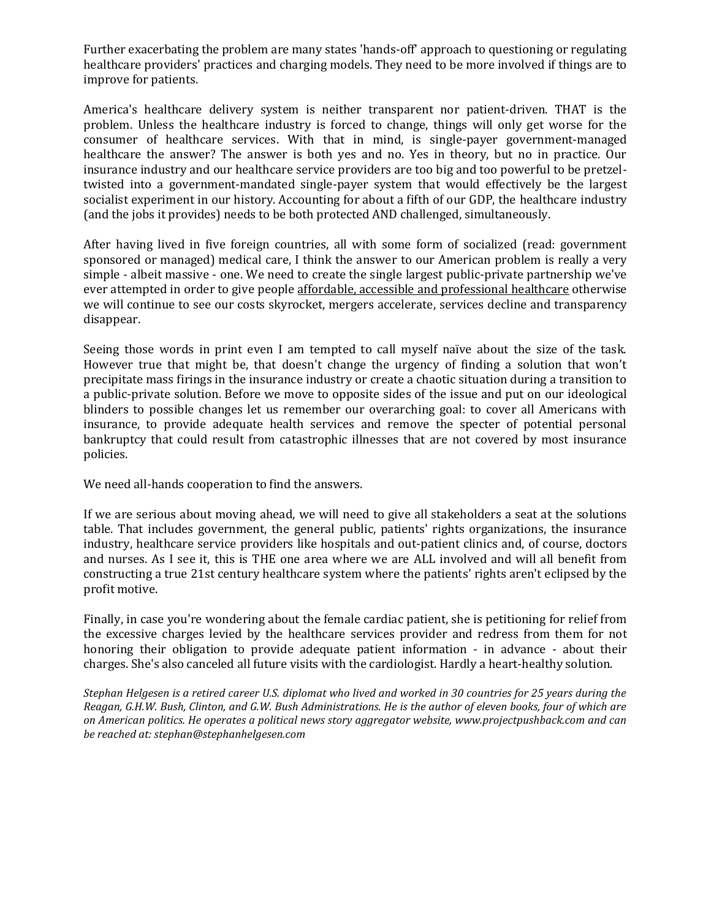Further exacerbating the problem are many states 'hands-off' approach to questioning or regulating healthcare providers' practices and charging models. They need to be more involved if things are to improve for patients.

America's healthcare delivery system is neither transparent nor patient-driven. THAT is the problem. Unless the healthcare industry is forced to change, things will only get worse for the consumer of healthcare services. With that in mind, is single-payer government-managed healthcare the answer? The answer is both yes and no. Yes in theory, but no in practice. Our insurance industry and our healthcare service providers are too big and too powerful to be pretzel-twisted into a government-mandated single-payer system that would effectively be the largest socialist experiment in our history. Accounting for about a fifth of our GDP, the healthcare industry (and the jobs it provides) needs to be both protected AND challenged, simultaneously.

After having lived in five foreign countries, all with some form of socialized (read: government sponsored or managed) medical care, I think the answer to our American problem is really a very simple - albeit massive - one. We need to create the single largest public-private partnership we've ever attempted in order to give people <u>affordable, accessible and professional healthcare</u> otherwise we will continue to see our costs skyrocket, mergers accelerate, services decline and transparency disappear.

Seeing those words in print even I am tempted to call myself naïve about the size of the task. However true that might be, that doesn't change the urgency of finding a solution that won't precipitate mass firings in the insurance industry or create a chaotic situation during a transition to a public-private solution. Before we move to opposite sides of the issue and put on our ideological blinders to possible changes let us remember our overarching goal: to cover all Americans with insurance, to provide adequate health services and remove the specter of potential personal bankruptcy that could result from catastrophic illnesses that are not covered by most insurance policies.

We need all-hands cooperation to find the answers.

If we are serious about moving ahead, we will need to give all stakeholders a seat at the solutions table. That includes government, the general public, patients' rights organizations, the insurance industry, healthcare service providers like hospitals and out-patient clinics and, of course, doctors and nurses. As I see it, this is THE one area where we are ALL involved and will all benefit from constructing a true 21st century healthcare system where the patients' rights aren't eclipsed by the profit motive.

Finally, in case you're wondering about the female cardiac patient, she is petitioning for relief from the excessive charges levied by the healthcare services provider and redress from them for not honoring their obligation to provide adequate patient information - in advance - about their charges. She's also canceled all future visits with the cardiologist. Hardly a heart-healthy solution.

*Stephan Helgesen is a retired career U.S. diplomat who lived and worked in 30 countries for 25 years during the Reagan, G.H.W. Bush, Clinton, and G.W. Bush Administrations. He is the author of eleven books, four of which are on American politics. He operates a political news story aggregator website, www.projectpushback.com and can be reached at: stephan@stephanhelgesen.com*